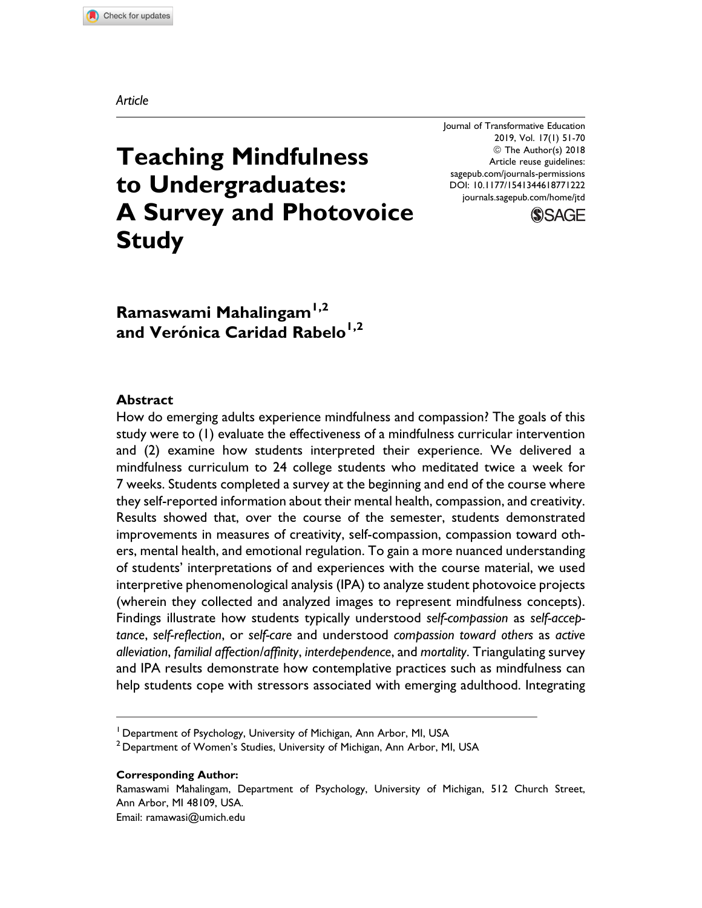*Article*

Journal of Transformative Education
2019, Vol. 17(1) 51-70
© The Author(s) 2018
Article reuse guidelines:
sagepub.com/journals-permissions
DOI: 10.1177/1541344618771222
journals.sagepub.com/home/jtd

# Teaching Mindfulness to Undergraduates: A Survey and Photovoice Study

**Ramaswami Mahalingam[1,2] and Verónica Caridad Rabelo[1,2]**

## Abstract

How do emerging adults experience mindfulness and compassion? The goals of this study were to (1) evaluate the effectiveness of a mindfulness curricular intervention and (2) examine how students interpreted their experience. We delivered a mindfulness curriculum to 24 college students who meditated twice a week for 7 weeks. Students completed a survey at the beginning and end of the course where they self-reported information about their mental health, compassion, and creativity. Results showed that, over the course of the semester, students demonstrated improvements in measures of creativity, self-compassion, compassion toward others, mental health, and emotional regulation. To gain a more nuanced understanding of students' interpretations of and experiences with the course material, we used interpretive phenomenological analysis (IPA) to analyze student photovoice projects (wherein they collected and analyzed images to represent mindfulness concepts). Findings illustrate how students typically understood *self-compassion* as *self-acceptance*, *self-reflection*, or *self-care* and understood *compassion toward others* as *active alleviation*, *familial affection/affinity*, *interdependence*, and *mortality*. Triangulating survey and IPA results demonstrate how contemplative practices such as mindfulness can help students cope with stressors associated with emerging adulthood. Integrating

[1] Department of Psychology, University of Michigan, Ann Arbor, MI, USA
[2] Department of Women's Studies, University of Michigan, Ann Arbor, MI, USA

**Corresponding Author:**
Ramaswami Mahalingam, Department of Psychology, University of Michigan, 512 Church Street, Ann Arbor, MI 48109, USA.
Email: ramawasi@umich.edu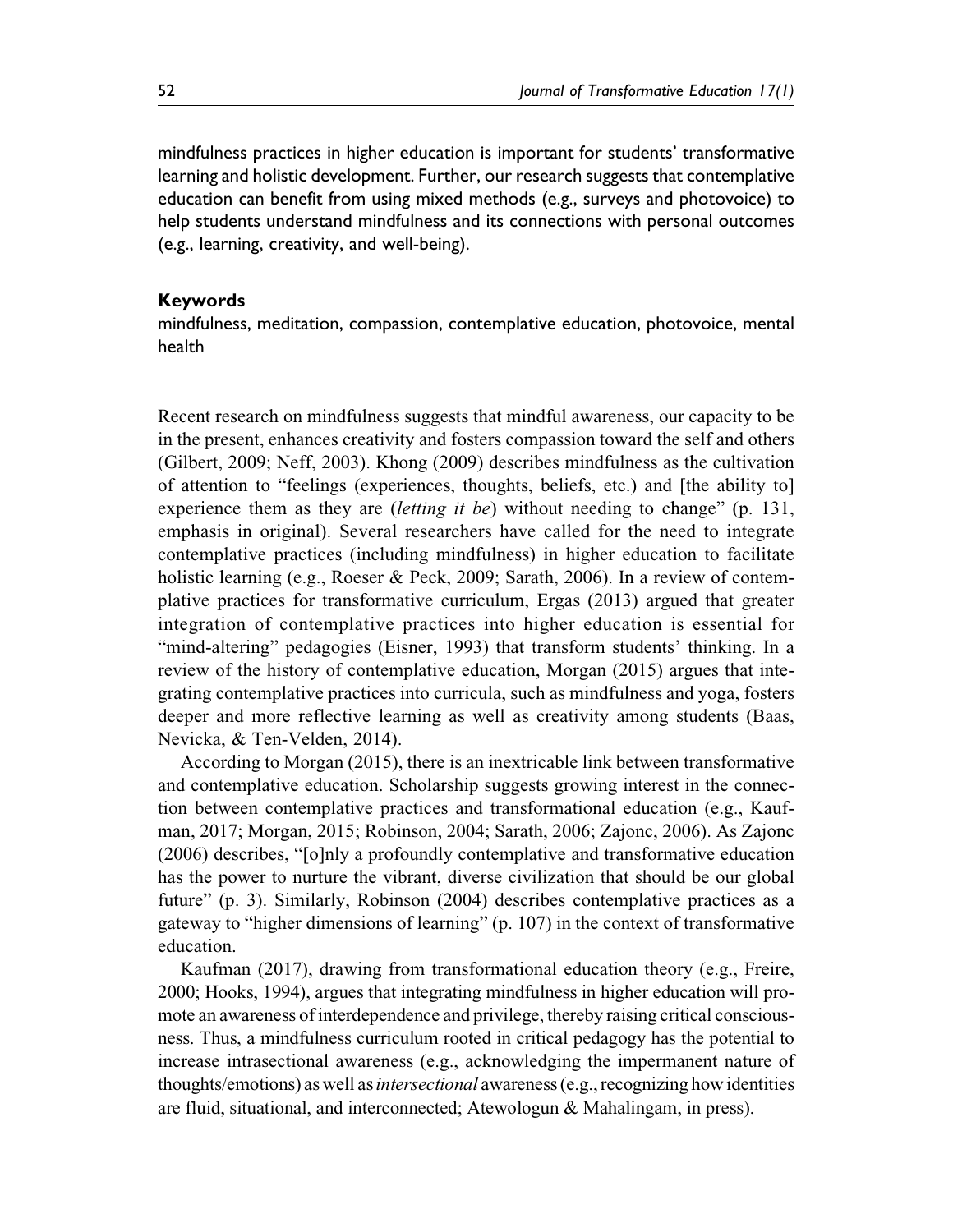mindfulness practices in higher education is important for students' transformative learning and holistic development. Further, our research suggests that contemplative education can benefit from using mixed methods (e.g., surveys and photovoice) to help students understand mindfulness and its connections with personal outcomes (e.g., learning, creativity, and well-being).

### Keywords

mindfulness, meditation, compassion, contemplative education, photovoice, mental health

Recent research on mindfulness suggests that mindful awareness, our capacity to be in the present, enhances creativity and fosters compassion toward the self and others (Gilbert, 2009; Neff, 2003). Khong (2009) describes mindfulness as the cultivation of attention to "feelings (experiences, thoughts, beliefs, etc.) and [the ability to] experience them as they are (*letting it be*) without needing to change" (p. 131, emphasis in original). Several researchers have called for the need to integrate contemplative practices (including mindfulness) in higher education to facilitate holistic learning (e.g., Roeser & Peck, 2009; Sarath, 2006). In a review of contemplative practices for transformative curriculum, Ergas (2013) argued that greater integration of contemplative practices into higher education is essential for "mind-altering" pedagogies (Eisner, 1993) that transform students' thinking. In a review of the history of contemplative education, Morgan (2015) argues that integrating contemplative practices into curricula, such as mindfulness and yoga, fosters deeper and more reflective learning as well as creativity among students (Baas, Nevicka, & Ten-Velden, 2014).

According to Morgan (2015), there is an inextricable link between transformative and contemplative education. Scholarship suggests growing interest in the connection between contemplative practices and transformational education (e.g., Kaufman, 2017; Morgan, 2015; Robinson, 2004; Sarath, 2006; Zajonc, 2006). As Zajonc (2006) describes, "[o]nly a profoundly contemplative and transformative education has the power to nurture the vibrant, diverse civilization that should be our global future" (p. 3). Similarly, Robinson (2004) describes contemplative practices as a gateway to "higher dimensions of learning" (p. 107) in the context of transformative education.

Kaufman (2017), drawing from transformational education theory (e.g., Freire, 2000; Hooks, 1994), argues that integrating mindfulness in higher education will promote an awareness of interdependence and privilege, thereby raising critical consciousness. Thus, a mindfulness curriculum rooted in critical pedagogy has the potential to increase intrasectional awareness (e.g., acknowledging the impermanent nature of thoughts/emotions) as well as *intersectional* awareness (e.g., recognizing how identities are fluid, situational, and interconnected; Atewologun & Mahalingam, in press).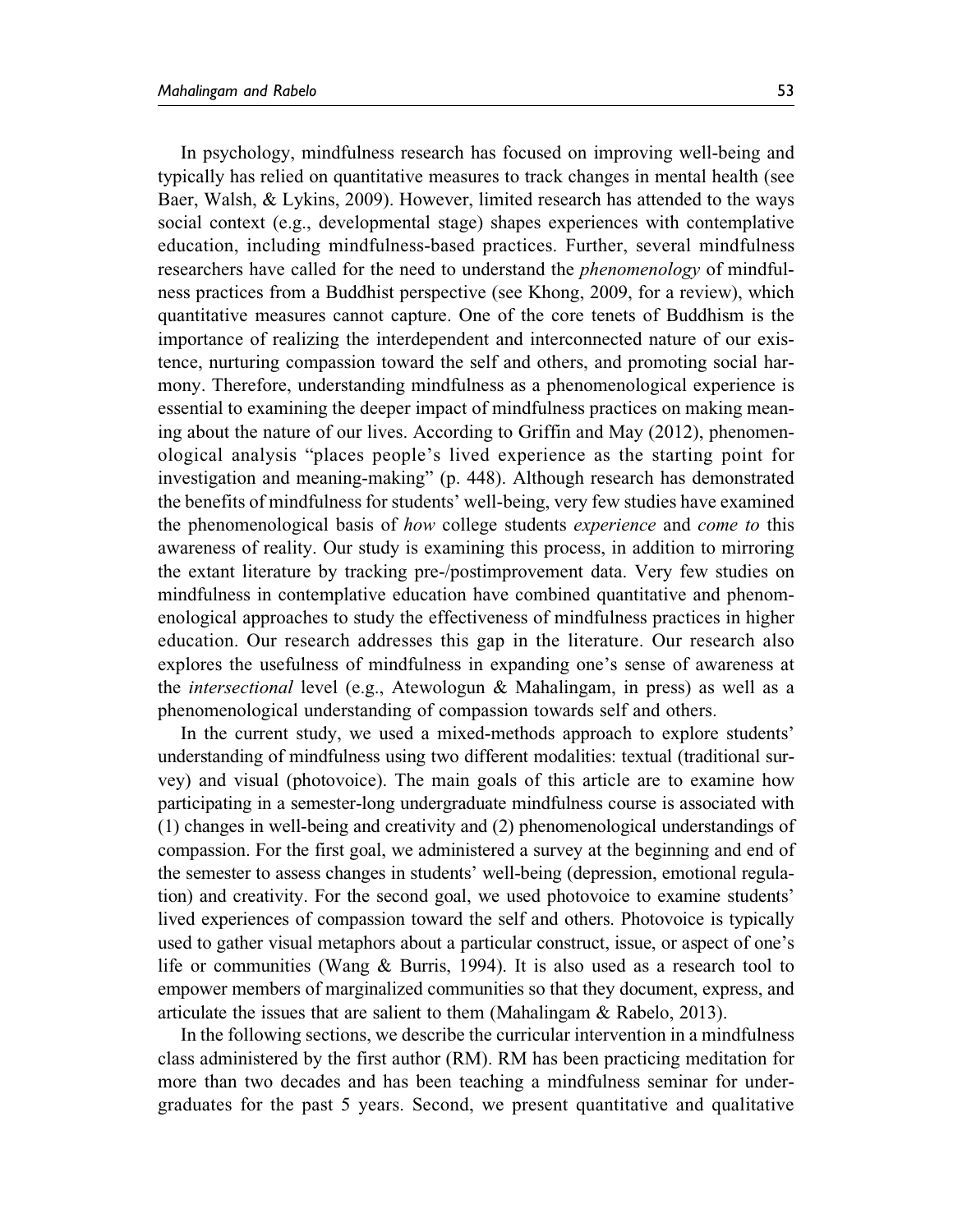In psychology, mindfulness research has focused on improving well-being and typically has relied on quantitative measures to track changes in mental health (see Baer, Walsh, & Lykins, 2009). However, limited research has attended to the ways social context (e.g., developmental stage) shapes experiences with contemplative education, including mindfulness-based practices. Further, several mindfulness researchers have called for the need to understand the *phenomenology* of mindfulness practices from a Buddhist perspective (see Khong, 2009, for a review), which quantitative measures cannot capture. One of the core tenets of Buddhism is the importance of realizing the interdependent and interconnected nature of our existence, nurturing compassion toward the self and others, and promoting social harmony. Therefore, understanding mindfulness as a phenomenological experience is essential to examining the deeper impact of mindfulness practices on making meaning about the nature of our lives. According to Griffin and May (2012), phenomenological analysis "places people's lived experience as the starting point for investigation and meaning-making" (p. 448). Although research has demonstrated the benefits of mindfulness for students' well-being, very few studies have examined the phenomenological basis of *how* college students *experience* and *come to* this awareness of reality. Our study is examining this process, in addition to mirroring the extant literature by tracking pre-/postimprovement data. Very few studies on mindfulness in contemplative education have combined quantitative and phenomenological approaches to study the effectiveness of mindfulness practices in higher education. Our research addresses this gap in the literature. Our research also explores the usefulness of mindfulness in expanding one's sense of awareness at the *intersectional* level (e.g., Atewologun & Mahalingam, in press) as well as a phenomenological understanding of compassion towards self and others.

In the current study, we used a mixed-methods approach to explore students' understanding of mindfulness using two different modalities: textual (traditional survey) and visual (photovoice). The main goals of this article are to examine how participating in a semester-long undergraduate mindfulness course is associated with (1) changes in well-being and creativity and (2) phenomenological understandings of compassion. For the first goal, we administered a survey at the beginning and end of the semester to assess changes in students' well-being (depression, emotional regulation) and creativity. For the second goal, we used photovoice to examine students' lived experiences of compassion toward the self and others. Photovoice is typically used to gather visual metaphors about a particular construct, issue, or aspect of one's life or communities (Wang & Burris, 1994). It is also used as a research tool to empower members of marginalized communities so that they document, express, and articulate the issues that are salient to them (Mahalingam & Rabelo, 2013).

In the following sections, we describe the curricular intervention in a mindfulness class administered by the first author (RM). RM has been practicing meditation for more than two decades and has been teaching a mindfulness seminar for undergraduates for the past 5 years. Second, we present quantitative and qualitative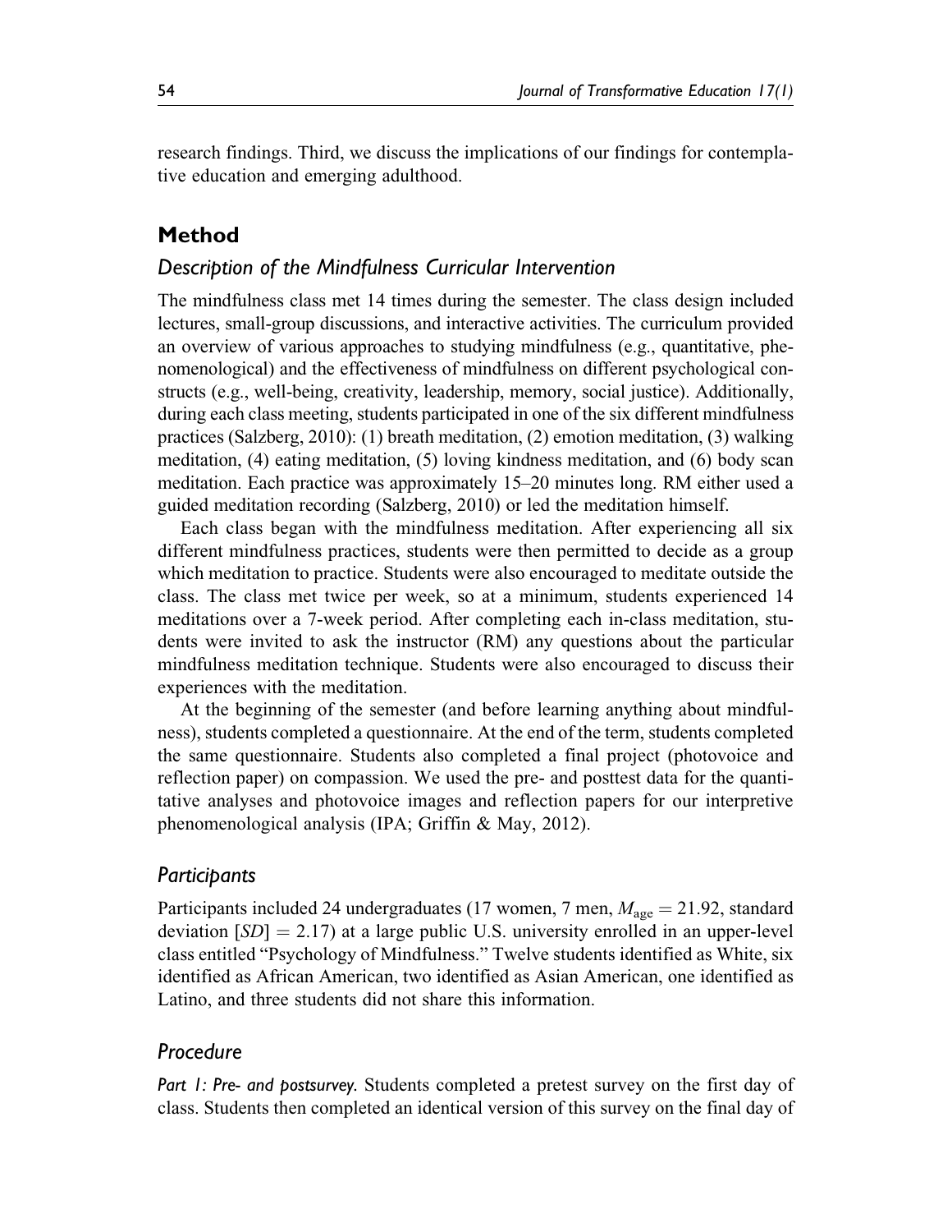research findings. Third, we discuss the implications of our findings for contemplative education and emerging adulthood.

## Method

### Description of the Mindfulness Curricular Intervention

The mindfulness class met 14 times during the semester. The class design included lectures, small-group discussions, and interactive activities. The curriculum provided an overview of various approaches to studying mindfulness (e.g., quantitative, phenomenological) and the effectiveness of mindfulness on different psychological constructs (e.g., well-being, creativity, leadership, memory, social justice). Additionally, during each class meeting, students participated in one of the six different mindfulness practices (Salzberg, 2010): (1) breath meditation, (2) emotion meditation, (3) walking meditation, (4) eating meditation, (5) loving kindness meditation, and (6) body scan meditation. Each practice was approximately 15–20 minutes long. RM either used a guided meditation recording (Salzberg, 2010) or led the meditation himself.

Each class began with the mindfulness meditation. After experiencing all six different mindfulness practices, students were then permitted to decide as a group which meditation to practice. Students were also encouraged to meditate outside the class. The class met twice per week, so at a minimum, students experienced 14 meditations over a 7-week period. After completing each in-class meditation, students were invited to ask the instructor (RM) any questions about the particular mindfulness meditation technique. Students were also encouraged to discuss their experiences with the meditation.

At the beginning of the semester (and before learning anything about mindfulness), students completed a questionnaire. At the end of the term, students completed the same questionnaire. Students also completed a final project (photovoice and reflection paper) on compassion. We used the pre- and posttest data for the quantitative analyses and photovoice images and reflection papers for our interpretive phenomenological analysis (IPA; Griffin & May, 2012).

### Participants

Participants included 24 undergraduates (17 women, 7 men, $M_{\text{age}} = 21.92$, standard deviation [$SD$] $= 2.17$) at a large public U.S. university enrolled in an upper-level class entitled "Psychology of Mindfulness." Twelve students identified as White, six identified as African American, two identified as Asian American, one identified as Latino, and three students did not share this information.

### Procedure

*Part 1: Pre- and postsurvey.* Students completed a pretest survey on the first day of class. Students then completed an identical version of this survey on the final day of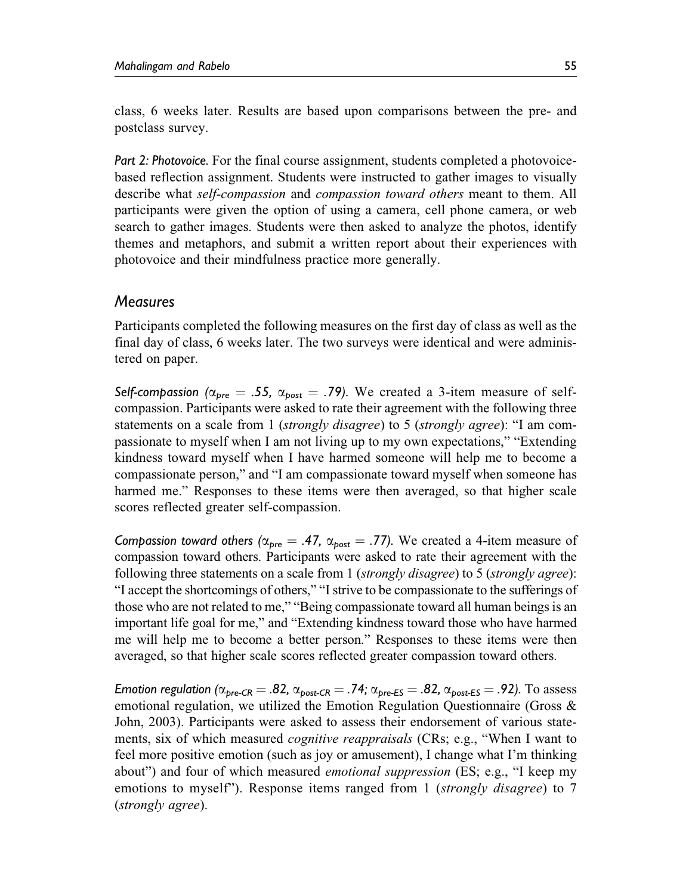class, 6 weeks later. Results are based upon comparisons between the pre- and postclass survey.

*Part 2: Photovoice.* For the final course assignment, students completed a photovoice-based reflection assignment. Students were instructed to gather images to visually describe what *self-compassion* and *compassion toward others* meant to them. All participants were given the option of using a camera, cell phone camera, or web search to gather images. Students were then asked to analyze the photos, identify themes and metaphors, and submit a written report about their experiences with photovoice and their mindfulness practice more generally.

## Measures

Participants completed the following measures on the first day of class as well as the final day of class, 6 weeks later. The two surveys were identical and were administered on paper.

*Self-compassion ($\alpha_{pre}$ = .55, $\alpha_{post}$ = .79).* We created a 3-item measure of self-compassion. Participants were asked to rate their agreement with the following three statements on a scale from 1 (*strongly disagree*) to 5 (*strongly agree*): "I am compassionate to myself when I am not living up to my own expectations," "Extending kindness toward myself when I have harmed someone will help me to become a compassionate person," and "I am compassionate toward myself when someone has harmed me." Responses to these items were then averaged, so that higher scale scores reflected greater self-compassion.

*Compassion toward others ($\alpha_{pre}$ = .47, $\alpha_{post}$ = .77).* We created a 4-item measure of compassion toward others. Participants were asked to rate their agreement with the following three statements on a scale from 1 (*strongly disagree*) to 5 (*strongly agree*): "I accept the shortcomings of others," "I strive to be compassionate to the sufferings of those who are not related to me," "Being compassionate toward all human beings is an important life goal for me," and "Extending kindness toward those who have harmed me will help me to become a better person." Responses to these items were then averaged, so that higher scale scores reflected greater compassion toward others.

*Emotion regulation ($\alpha_{pre\text{-}CR}$ = .82, $\alpha_{post\text{-}CR}$ = .74; $\alpha_{pre\text{-}ES}$ = .82, $\alpha_{post\text{-}ES}$ = .92).* To assess emotional regulation, we utilized the Emotion Regulation Questionnaire (Gross & John, 2003). Participants were asked to assess their endorsement of various statements, six of which measured *cognitive reappraisals* (CRs; e.g., "When I want to feel more positive emotion (such as joy or amusement), I change what I'm thinking about") and four of which measured *emotional suppression* (ES; e.g., "I keep my emotions to myself"). Response items ranged from 1 (*strongly disagree*) to 7 (*strongly agree*).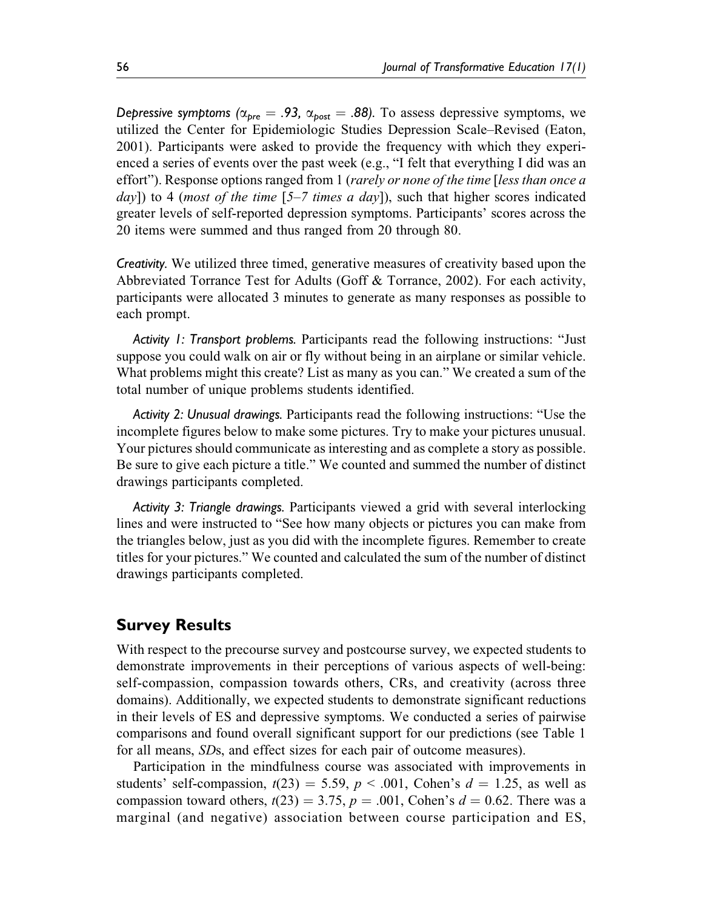*Depressive symptoms ($\alpha_{pre} = .93$, $\alpha_{post} = .88$).* To assess depressive symptoms, we utilized the Center for Epidemiologic Studies Depression Scale–Revised (Eaton, 2001). Participants were asked to provide the frequency with which they experienced a series of events over the past week (e.g., "I felt that everything I did was an effort"). Response options ranged from 1 (*rarely or none of the time* [*less than once a day*]) to 4 (*most of the time* [*5–7 times a day*]), such that higher scores indicated greater levels of self-reported depression symptoms. Participants' scores across the 20 items were summed and thus ranged from 20 through 80.

*Creativity.* We utilized three timed, generative measures of creativity based upon the Abbreviated Torrance Test for Adults (Goff & Torrance, 2002). For each activity, participants were allocated 3 minutes to generate as many responses as possible to each prompt.

*Activity 1: Transport problems.* Participants read the following instructions: "Just suppose you could walk on air or fly without being in an airplane or similar vehicle. What problems might this create? List as many as you can." We created a sum of the total number of unique problems students identified.

*Activity 2: Unusual drawings.* Participants read the following instructions: "Use the incomplete figures below to make some pictures. Try to make your pictures unusual. Your pictures should communicate as interesting and as complete a story as possible. Be sure to give each picture a title." We counted and summed the number of distinct drawings participants completed.

*Activity 3: Triangle drawings.* Participants viewed a grid with several interlocking lines and were instructed to "See how many objects or pictures you can make from the triangles below, just as you did with the incomplete figures. Remember to create titles for your pictures." We counted and calculated the sum of the number of distinct drawings participants completed.

## Survey Results

With respect to the precourse survey and postcourse survey, we expected students to demonstrate improvements in their perceptions of various aspects of well-being: self-compassion, compassion towards others, CRs, and creativity (across three domains). Additionally, we expected students to demonstrate significant reductions in their levels of ES and depressive symptoms. We conducted a series of pairwise comparisons and found overall significant support for our predictions (see Table 1 for all means, *SD*s, and effect sizes for each pair of outcome measures).

Participation in the mindfulness course was associated with improvements in students' self-compassion, $t(23) = 5.59$, $p < .001$, Cohen's $d = 1.25$, as well as compassion toward others, $t(23) = 3.75$, $p = .001$, Cohen's $d = 0.62$. There was a marginal (and negative) association between course participation and ES,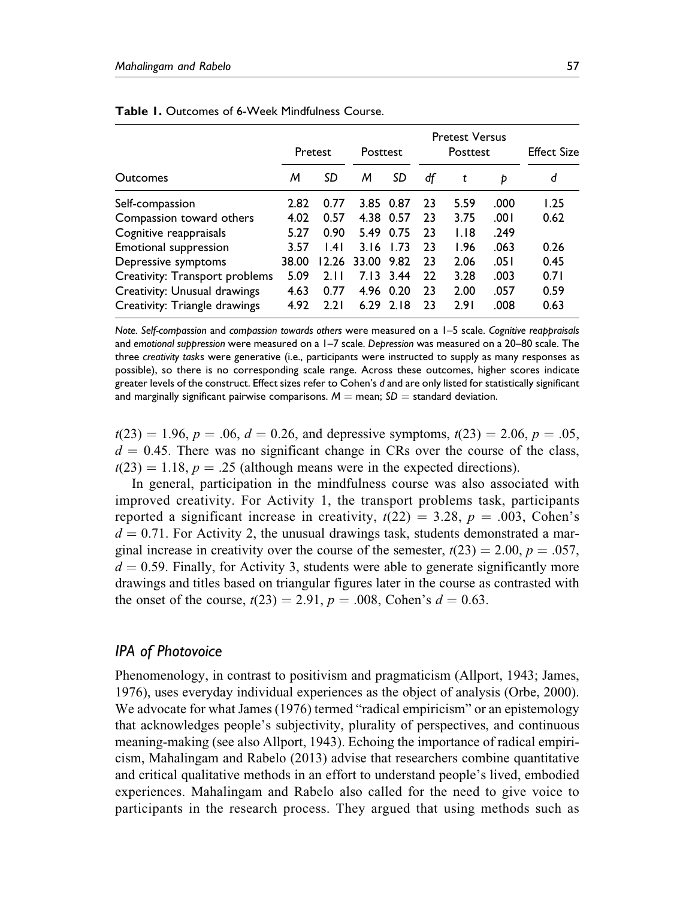**Table 1.** Outcomes of 6-Week Mindfulness Course.

| Outcomes | Pretest | | Posttest | | Pretest Versus Posttest | | | Effect Size |
|---|---|---|---|---|---|---|---|---|
| | *M* | *SD* | *M* | *SD* | *df* | *t* | *p* | *d* |
| Self-compassion | 2.82 | 0.77 | 3.85 | 0.87 | 23 | 5.59 | .000 | 1.25 |
| Compassion toward others | 4.02 | 0.57 | 4.38 | 0.57 | 23 | 3.75 | .001 | 0.62 |
| Cognitive reappraisals | 5.27 | 0.90 | 5.49 | 0.75 | 23 | 1.18 | .249 | |
| Emotional suppression | 3.57 | 1.41 | 3.16 | 1.73 | 23 | 1.96 | .063 | 0.26 |
| Depressive symptoms | 38.00 | 12.26 | 33.00 | 9.82 | 23 | 2.06 | .051 | 0.45 |
| Creativity: Transport problems | 5.09 | 2.11 | 7.13 | 3.44 | 22 | 3.28 | .003 | 0.71 |
| Creativity: Unusual drawings | 4.63 | 0.77 | 4.96 | 0.20 | 23 | 2.00 | .057 | 0.59 |
| Creativity: Triangle drawings | 4.92 | 2.21 | 6.29 | 2.18 | 23 | 2.91 | .008 | 0.63 |

*Note. Self-compassion* and *compassion towards others* were measured on a 1–5 scale. *Cognitive reappraisals* and *emotional suppression* were measured on a 1–7 scale. *Depression* was measured on a 20–80 scale. The three *creativity tasks* were generative (i.e., participants were instructed to supply as many responses as possible), so there is no corresponding scale range. Across these outcomes, higher scores indicate greater levels of the construct. Effect sizes refer to Cohen's *d* and are only listed for statistically significant and marginally significant pairwise comparisons. $M$ = mean; $SD$ = standard deviation.

$t(23) = 1.96$, $p = .06$, $d = 0.26$, and depressive symptoms, $t(23) = 2.06$, $p = .05$, $d = 0.45$. There was no significant change in CRs over the course of the class, $t(23) = 1.18$, $p = .25$ (although means were in the expected directions).

In general, participation in the mindfulness course was also associated with improved creativity. For Activity 1, the transport problems task, participants reported a significant increase in creativity, $t(22) = 3.28$, $p = .003$, Cohen's $d = 0.71$. For Activity 2, the unusual drawings task, students demonstrated a marginal increase in creativity over the course of the semester, $t(23) = 2.00$, $p = .057$, $d = 0.59$. Finally, for Activity 3, students were able to generate significantly more drawings and titles based on triangular figures later in the course as contrasted with the onset of the course, $t(23) = 2.91$, $p = .008$, Cohen's $d = 0.63$.

## *IPA of Photovoice*

Phenomenology, in contrast to positivism and pragmaticism (Allport, 1943; James, 1976), uses everyday individual experiences as the object of analysis (Orbe, 2000). We advocate for what James (1976) termed "radical empiricism" or an epistemology that acknowledges people's subjectivity, plurality of perspectives, and continuous meaning-making (see also Allport, 1943). Echoing the importance of radical empiricism, Mahalingam and Rabelo (2013) advise that researchers combine quantitative and critical qualitative methods in an effort to understand people's lived, embodied experiences. Mahalingam and Rabelo also called for the need to give voice to participants in the research process. They argued that using methods such as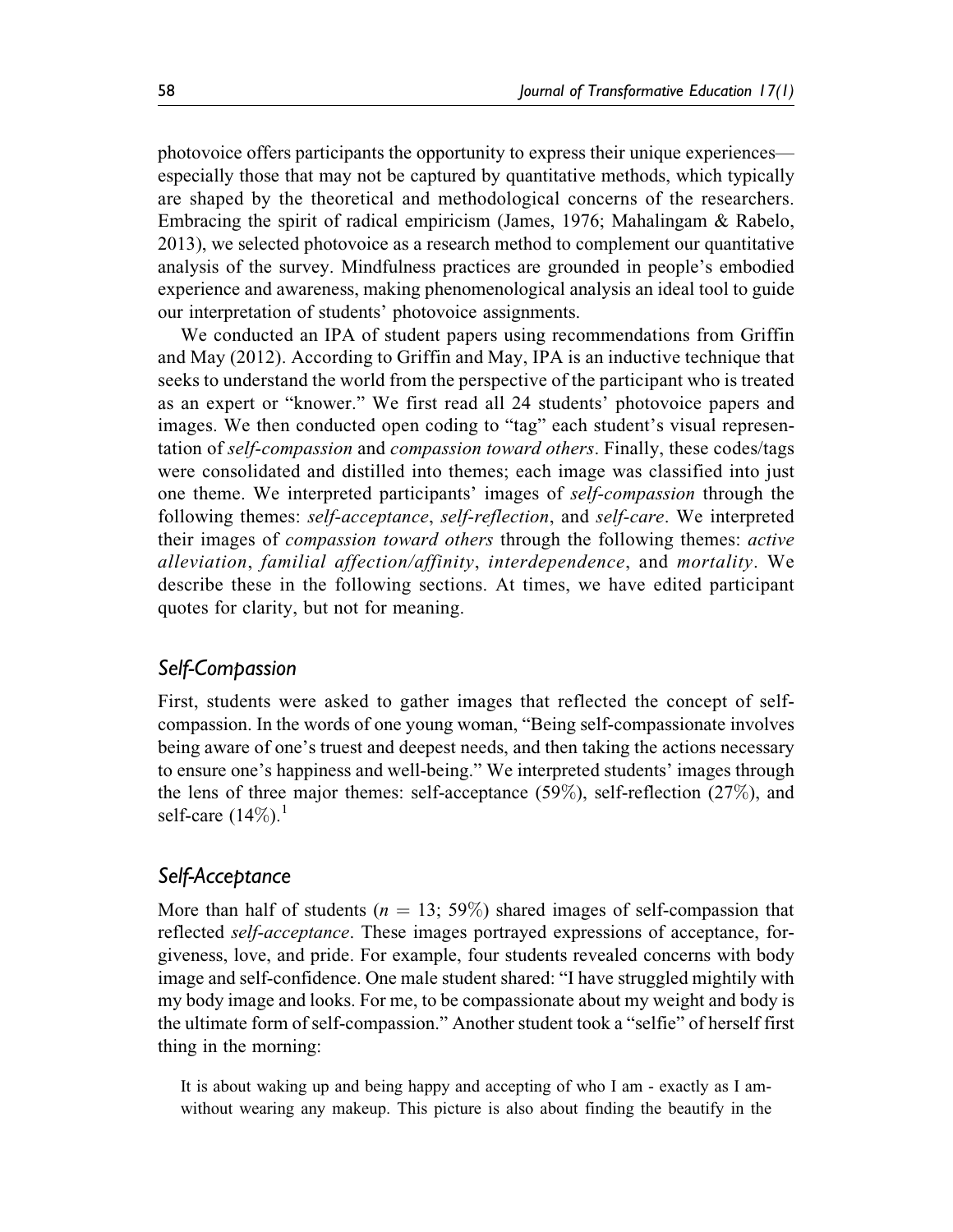photovoice offers participants the opportunity to express their unique experiences—especially those that may not be captured by quantitative methods, which typically are shaped by the theoretical and methodological concerns of the researchers. Embracing the spirit of radical empiricism (James, 1976; Mahalingam & Rabelo, 2013), we selected photovoice as a research method to complement our quantitative analysis of the survey. Mindfulness practices are grounded in people's embodied experience and awareness, making phenomenological analysis an ideal tool to guide our interpretation of students' photovoice assignments.

We conducted an IPA of student papers using recommendations from Griffin and May (2012). According to Griffin and May, IPA is an inductive technique that seeks to understand the world from the perspective of the participant who is treated as an expert or "knower." We first read all 24 students' photovoice papers and images. We then conducted open coding to "tag" each student's visual representation of *self-compassion* and *compassion toward others*. Finally, these codes/tags were consolidated and distilled into themes; each image was classified into just one theme. We interpreted participants' images of *self-compassion* through the following themes: *self-acceptance*, *self-reflection*, and *self-care*. We interpreted their images of *compassion toward others* through the following themes: *active alleviation*, *familial affection/affinity*, *interdependence*, and *mortality*. We describe these in the following sections. At times, we have edited participant quotes for clarity, but not for meaning.

## Self-Compassion

First, students were asked to gather images that reflected the concept of self-compassion. In the words of one young woman, "Being self-compassionate involves being aware of one's truest and deepest needs, and then taking the actions necessary to ensure one's happiness and well-being." We interpreted students' images through the lens of three major themes: self-acceptance (59%), self-reflection (27%), and self-care (14%).[1]

## Self-Acceptance

More than half of students ($n$ = 13; 59%) shared images of self-compassion that reflected *self-acceptance*. These images portrayed expressions of acceptance, forgiveness, love, and pride. For example, four students revealed concerns with body image and self-confidence. One male student shared: "I have struggled mightily with my body image and looks. For me, to be compassionate about my weight and body is the ultimate form of self-compassion." Another student took a "selfie" of herself first thing in the morning:

> It is about waking up and being happy and accepting of who I am - exactly as I am-without wearing any makeup. This picture is also about finding the beautify in the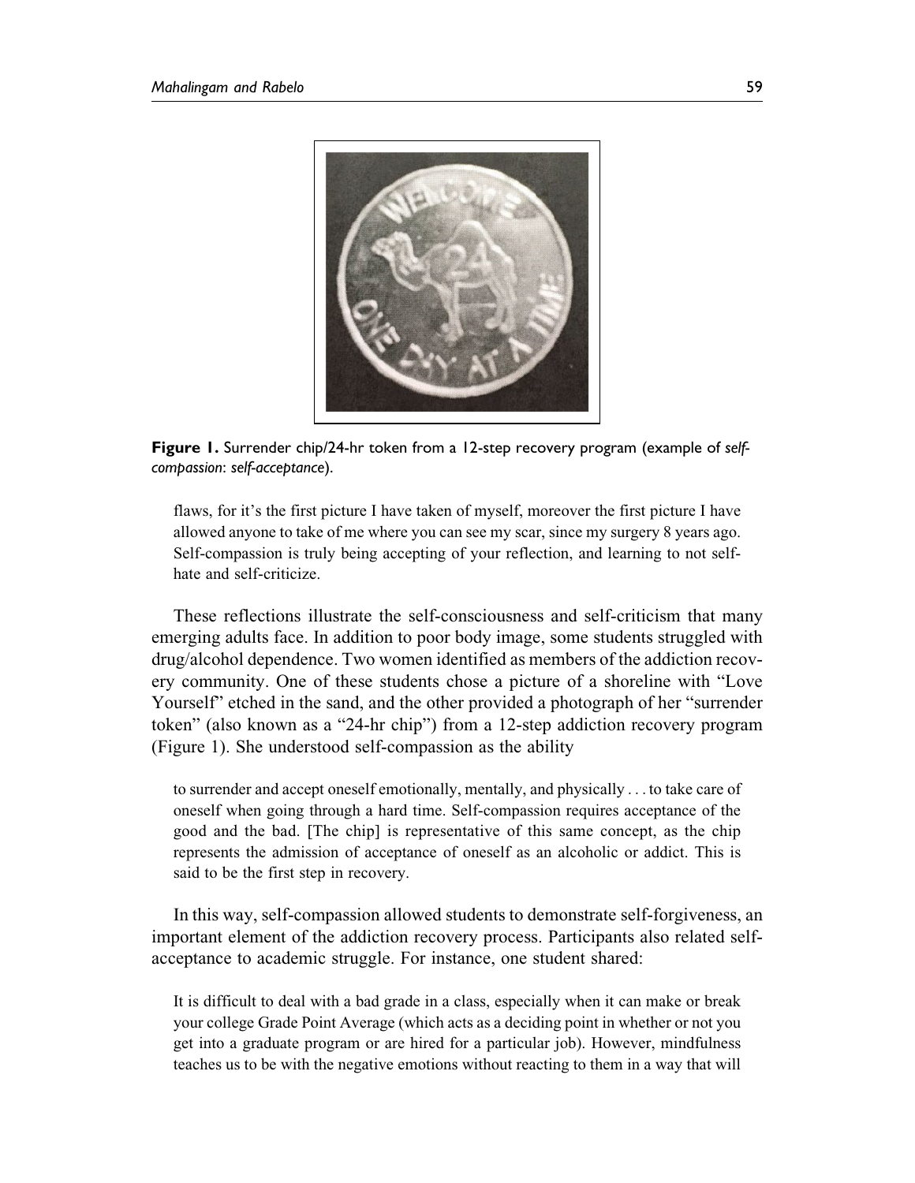**Figure 1.** Surrender chip/24-hr token from a 12-step recovery program (example of *self-compassion*: *self-acceptance*).

> flaws, for it's the first picture I have taken of myself, moreover the first picture I have allowed anyone to take of me where you can see my scar, since my surgery 8 years ago. Self-compassion is truly being accepting of your reflection, and learning to not self-hate and self-criticize.

These reflections illustrate the self-consciousness and self-criticism that many emerging adults face. In addition to poor body image, some students struggled with drug/alcohol dependence. Two women identified as members of the addiction recovery community. One of these students chose a picture of a shoreline with "Love Yourself" etched in the sand, and the other provided a photograph of her "surrender token" (also known as a "24-hr chip") from a 12-step addiction recovery program (Figure 1). She understood self-compassion as the ability

> to surrender and accept oneself emotionally, mentally, and physically . . . to take care of oneself when going through a hard time. Self-compassion requires acceptance of the good and the bad. [The chip] is representative of this same concept, as the chip represents the admission of acceptance of oneself as an alcoholic or addict. This is said to be the first step in recovery.

In this way, self-compassion allowed students to demonstrate self-forgiveness, an important element of the addiction recovery process. Participants also related self-acceptance to academic struggle. For instance, one student shared:

> It is difficult to deal with a bad grade in a class, especially when it can make or break your college Grade Point Average (which acts as a deciding point in whether or not you get into a graduate program or are hired for a particular job). However, mindfulness teaches us to be with the negative emotions without reacting to them in a way that will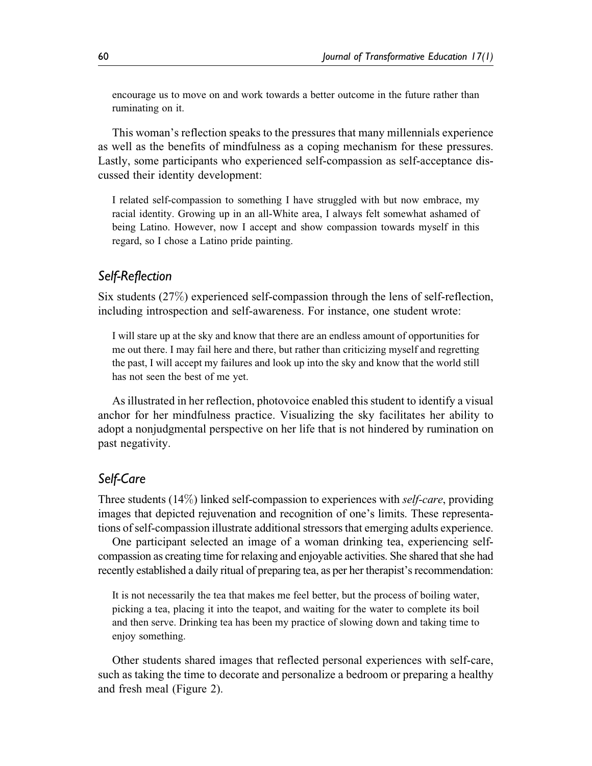> encourage us to move on and work towards a better outcome in the future rather than ruminating on it.

This woman's reflection speaks to the pressures that many millennials experience as well as the benefits of mindfulness as a coping mechanism for these pressures. Lastly, some participants who experienced self-compassion as self-acceptance discussed their identity development:

> I related self-compassion to something I have struggled with but now embrace, my racial identity. Growing up in an all-White area, I always felt somewhat ashamed of being Latino. However, now I accept and show compassion towards myself in this regard, so I chose a Latino pride painting.

### *Self-Reflection*

Six students (27%) experienced self-compassion through the lens of self-reflection, including introspection and self-awareness. For instance, one student wrote:

> I will stare up at the sky and know that there are an endless amount of opportunities for me out there. I may fail here and there, but rather than criticizing myself and regretting the past, I will accept my failures and look up into the sky and know that the world still has not seen the best of me yet.

As illustrated in her reflection, photovoice enabled this student to identify a visual anchor for her mindfulness practice. Visualizing the sky facilitates her ability to adopt a nonjudgmental perspective on her life that is not hindered by rumination on past negativity.

### *Self-Care*

Three students (14%) linked self-compassion to experiences with *self-care*, providing images that depicted rejuvenation and recognition of one's limits. These representations of self-compassion illustrate additional stressors that emerging adults experience.

One participant selected an image of a woman drinking tea, experiencing self-compassion as creating time for relaxing and enjoyable activities. She shared that she had recently established a daily ritual of preparing tea, as per her therapist's recommendation:

> It is not necessarily the tea that makes me feel better, but the process of boiling water, picking a tea, placing it into the teapot, and waiting for the water to complete its boil and then serve. Drinking tea has been my practice of slowing down and taking time to enjoy something.

Other students shared images that reflected personal experiences with self-care, such as taking the time to decorate and personalize a bedroom or preparing a healthy and fresh meal (Figure 2).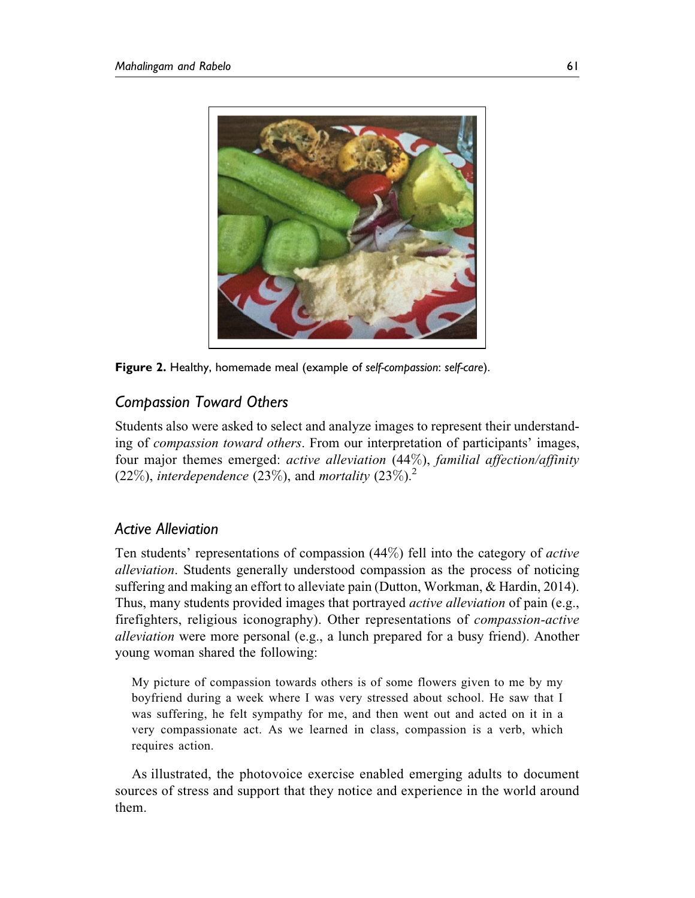**Figure 2.** Healthy, homemade meal (example of *self-compassion*: *self-care*).

## Compassion Toward Others

Students also were asked to select and analyze images to represent their understanding of *compassion toward others*. From our interpretation of participants' images, four major themes emerged: *active alleviation* (44%), *familial affection/affinity* (22%), *interdependence* (23%), and *mortality* (23%).[2]

## Active Alleviation

Ten students' representations of compassion (44%) fell into the category of *active alleviation*. Students generally understood compassion as the process of noticing suffering and making an effort to alleviate pain (Dutton, Workman, & Hardin, 2014). Thus, many students provided images that portrayed *active alleviation* of pain (e.g., firefighters, religious iconography). Other representations of *compassion-active alleviation* were more personal (e.g., a lunch prepared for a busy friend). Another young woman shared the following:

> My picture of compassion towards others is of some flowers given to me by my boyfriend during a week where I was very stressed about school. He saw that I was suffering, he felt sympathy for me, and then went out and acted on it in a very compassionate act. As we learned in class, compassion is a verb, which requires action.

As illustrated, the photovoice exercise enabled emerging adults to document sources of stress and support that they notice and experience in the world around them.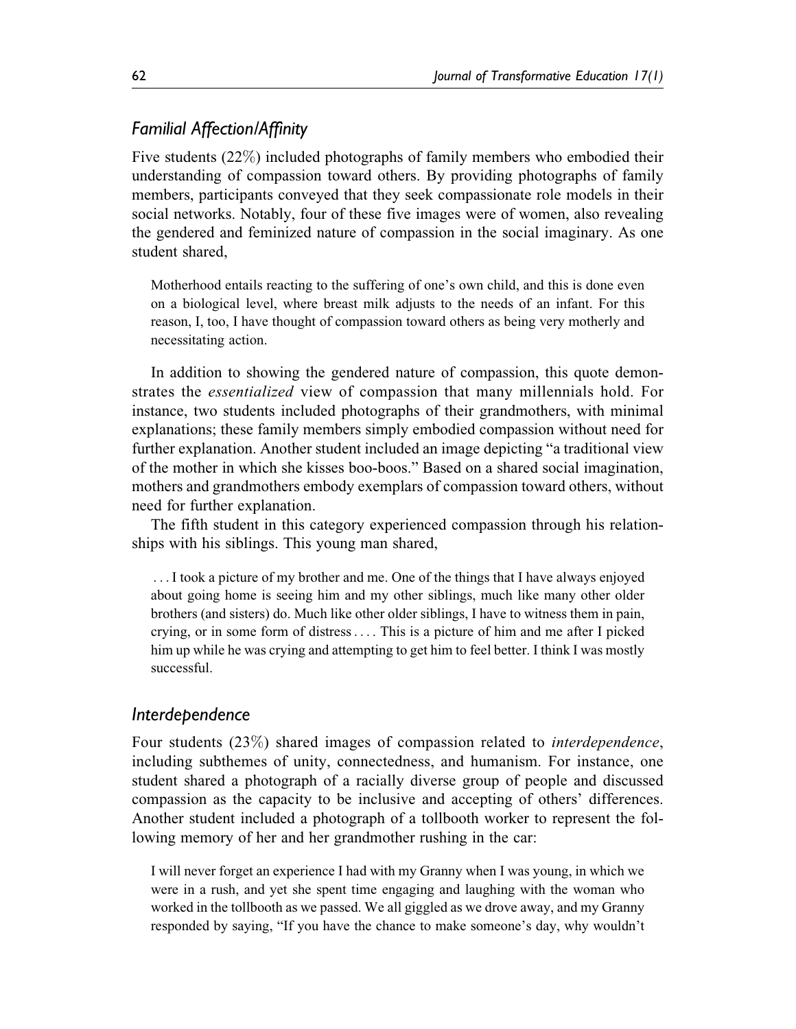### *Familial Affection/Affinity*

Five students (22%) included photographs of family members who embodied their understanding of compassion toward others. By providing photographs of family members, participants conveyed that they seek compassionate role models in their social networks. Notably, four of these five images were of women, also revealing the gendered and feminized nature of compassion in the social imaginary. As one student shared,

> Motherhood entails reacting to the suffering of one's own child, and this is done even on a biological level, where breast milk adjusts to the needs of an infant. For this reason, I, too, I have thought of compassion toward others as being very motherly and necessitating action.

In addition to showing the gendered nature of compassion, this quote demonstrates the *essentialized* view of compassion that many millennials hold. For instance, two students included photographs of their grandmothers, with minimal explanations; these family members simply embodied compassion without need for further explanation. Another student included an image depicting "a traditional view of the mother in which she kisses boo-boos." Based on a shared social imagination, mothers and grandmothers embody exemplars of compassion toward others, without need for further explanation.

The fifth student in this category experienced compassion through his relationships with his siblings. This young man shared,

> . . . I took a picture of my brother and me. One of the things that I have always enjoyed about going home is seeing him and my other siblings, much like many other older brothers (and sisters) do. Much like other older siblings, I have to witness them in pain, crying, or in some form of distress . . . . This is a picture of him and me after I picked him up while he was crying and attempting to get him to feel better. I think I was mostly successful.

### *Interdependence*

Four students (23%) shared images of compassion related to *interdependence*, including subthemes of unity, connectedness, and humanism. For instance, one student shared a photograph of a racially diverse group of people and discussed compassion as the capacity to be inclusive and accepting of others' differences. Another student included a photograph of a tollbooth worker to represent the following memory of her and her grandmother rushing in the car:

> I will never forget an experience I had with my Granny when I was young, in which we were in a rush, and yet she spent time engaging and laughing with the woman who worked in the tollbooth as we passed. We all giggled as we drove away, and my Granny responded by saying, "If you have the chance to make someone's day, why wouldn't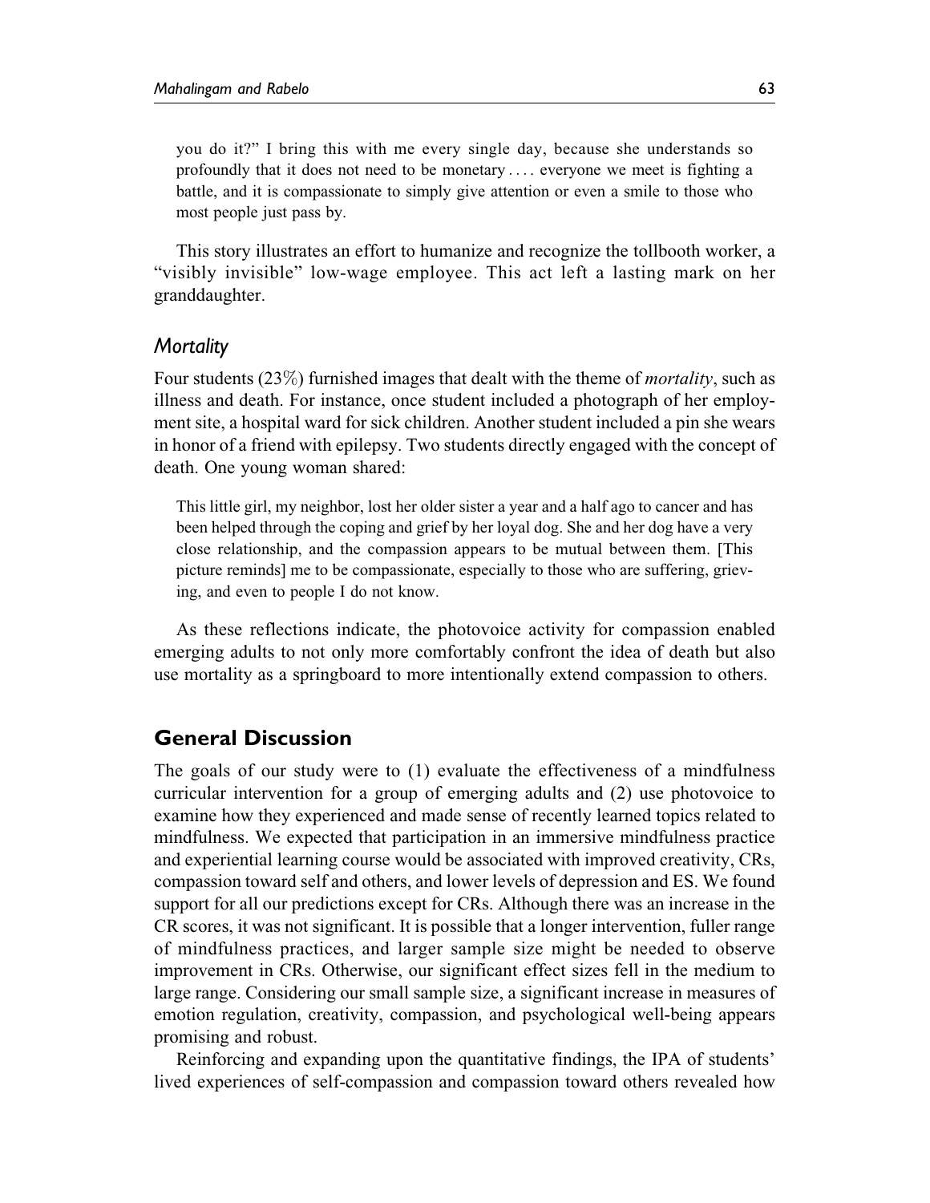> you do it?" I bring this with me every single day, because she understands so profoundly that it does not need to be monetary . . . . everyone we meet is fighting a battle, and it is compassionate to simply give attention or even a smile to those who most people just pass by.

This story illustrates an effort to humanize and recognize the tollbooth worker, a "visibly invisible" low-wage employee. This act left a lasting mark on her granddaughter.

### *Mortality*

Four students (23%) furnished images that dealt with the theme of *mortality*, such as illness and death. For instance, once student included a photograph of her employment site, a hospital ward for sick children. Another student included a pin she wears in honor of a friend with epilepsy. Two students directly engaged with the concept of death. One young woman shared:

> This little girl, my neighbor, lost her older sister a year and a half ago to cancer and has been helped through the coping and grief by her loyal dog. She and her dog have a very close relationship, and the compassion appears to be mutual between them. [This picture reminds] me to be compassionate, especially to those who are suffering, grieving, and even to people I do not know.

As these reflections indicate, the photovoice activity for compassion enabled emerging adults to not only more comfortably confront the idea of death but also use mortality as a springboard to more intentionally extend compassion to others.

## General Discussion

The goals of our study were to (1) evaluate the effectiveness of a mindfulness curricular intervention for a group of emerging adults and (2) use photovoice to examine how they experienced and made sense of recently learned topics related to mindfulness. We expected that participation in an immersive mindfulness practice and experiential learning course would be associated with improved creativity, CRs, compassion toward self and others, and lower levels of depression and ES. We found support for all our predictions except for CRs. Although there was an increase in the CR scores, it was not significant. It is possible that a longer intervention, fuller range of mindfulness practices, and larger sample size might be needed to observe improvement in CRs. Otherwise, our significant effect sizes fell in the medium to large range. Considering our small sample size, a significant increase in measures of emotion regulation, creativity, compassion, and psychological well-being appears promising and robust.

Reinforcing and expanding upon the quantitative findings, the IPA of students' lived experiences of self-compassion and compassion toward others revealed how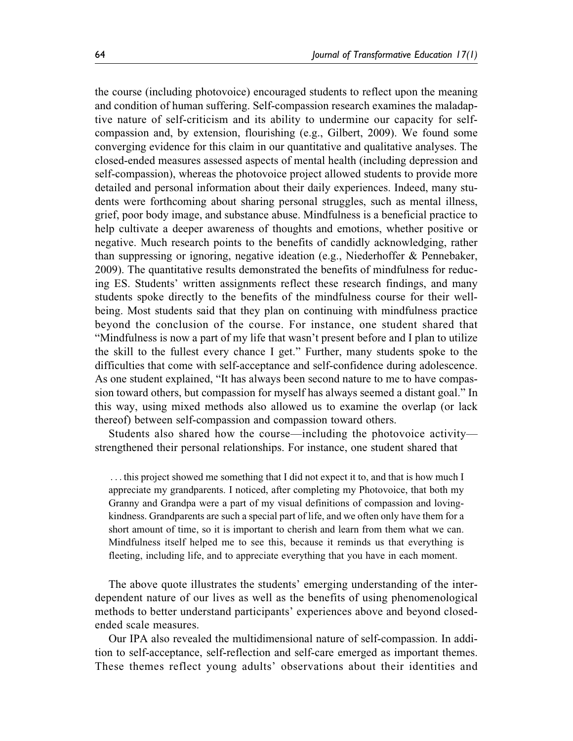the course (including photovoice) encouraged students to reflect upon the meaning and condition of human suffering. Self-compassion research examines the maladaptive nature of self-criticism and its ability to undermine our capacity for self-compassion and, by extension, flourishing (e.g., Gilbert, 2009). We found some converging evidence for this claim in our quantitative and qualitative analyses. The closed-ended measures assessed aspects of mental health (including depression and self-compassion), whereas the photovoice project allowed students to provide more detailed and personal information about their daily experiences. Indeed, many students were forthcoming about sharing personal struggles, such as mental illness, grief, poor body image, and substance abuse. Mindfulness is a beneficial practice to help cultivate a deeper awareness of thoughts and emotions, whether positive or negative. Much research points to the benefits of candidly acknowledging, rather than suppressing or ignoring, negative ideation (e.g., Niederhoffer & Pennebaker, 2009). The quantitative results demonstrated the benefits of mindfulness for reducing ES. Students' written assignments reflect these research findings, and many students spoke directly to the benefits of the mindfulness course for their well-being. Most students said that they plan on continuing with mindfulness practice beyond the conclusion of the course. For instance, one student shared that "Mindfulness is now a part of my life that wasn't present before and I plan to utilize the skill to the fullest every chance I get." Further, many students spoke to the difficulties that come with self-acceptance and self-confidence during adolescence. As one student explained, "It has always been second nature to me to have compassion toward others, but compassion for myself has always seemed a distant goal." In this way, using mixed methods also allowed us to examine the overlap (or lack thereof) between self-compassion and compassion toward others.

Students also shared how the course—including the photovoice activity—strengthened their personal relationships. For instance, one student shared that

> . . . this project showed me something that I did not expect it to, and that is how much I appreciate my grandparents. I noticed, after completing my Photovoice, that both my Granny and Grandpa were a part of my visual definitions of compassion and loving-kindness. Grandparents are such a special part of life, and we often only have them for a short amount of time, so it is important to cherish and learn from them what we can. Mindfulness itself helped me to see this, because it reminds us that everything is fleeting, including life, and to appreciate everything that you have in each moment.

The above quote illustrates the students' emerging understanding of the interdependent nature of our lives as well as the benefits of using phenomenological methods to better understand participants' experiences above and beyond closed-ended scale measures.

Our IPA also revealed the multidimensional nature of self-compassion. In addition to self-acceptance, self-reflection and self-care emerged as important themes. These themes reflect young adults' observations about their identities and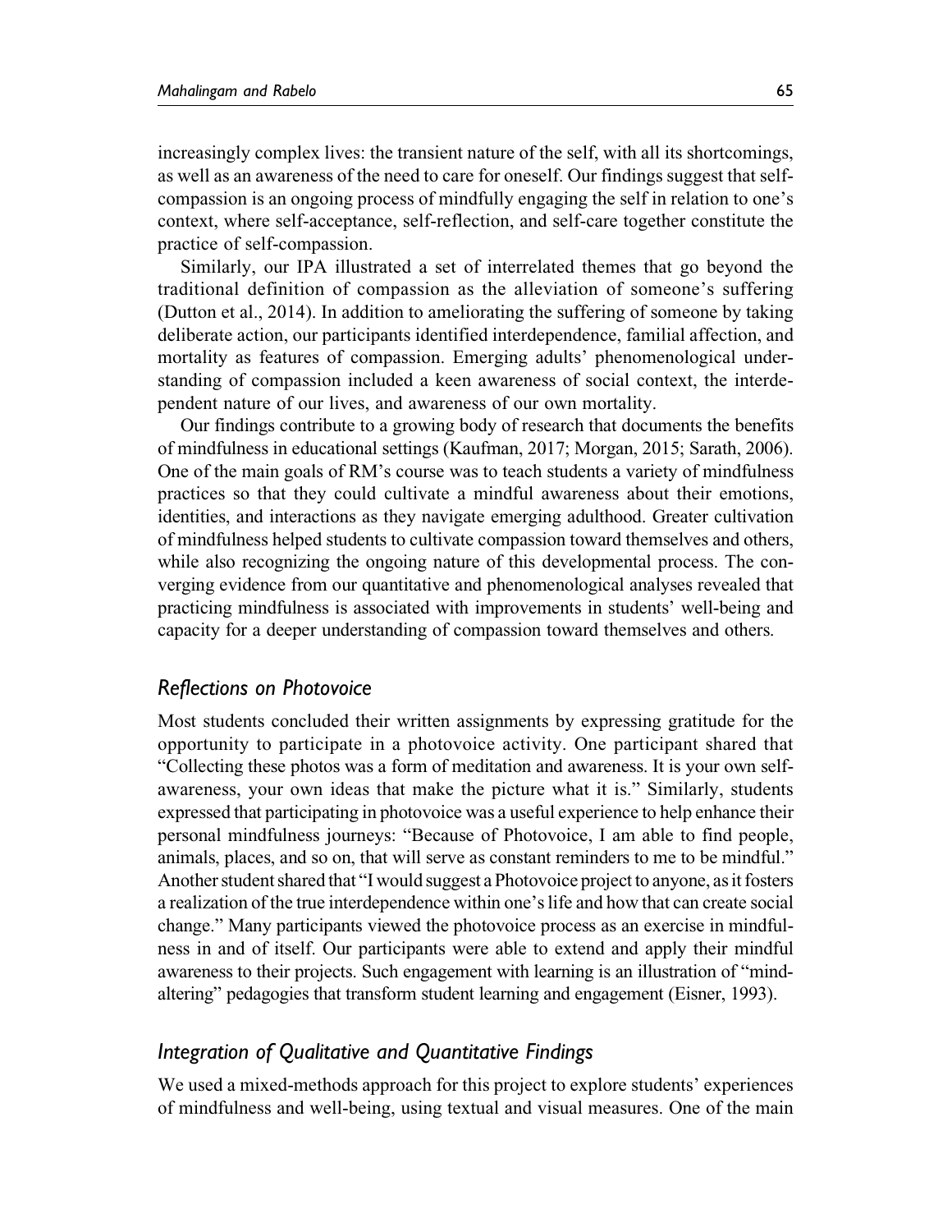increasingly complex lives: the transient nature of the self, with all its shortcomings, as well as an awareness of the need to care for oneself. Our findings suggest that self-compassion is an ongoing process of mindfully engaging the self in relation to one's context, where self-acceptance, self-reflection, and self-care together constitute the practice of self-compassion.

Similarly, our IPA illustrated a set of interrelated themes that go beyond the traditional definition of compassion as the alleviation of someone's suffering (Dutton et al., 2014). In addition to ameliorating the suffering of someone by taking deliberate action, our participants identified interdependence, familial affection, and mortality as features of compassion. Emerging adults' phenomenological understanding of compassion included a keen awareness of social context, the interdependent nature of our lives, and awareness of our own mortality.

Our findings contribute to a growing body of research that documents the benefits of mindfulness in educational settings (Kaufman, 2017; Morgan, 2015; Sarath, 2006). One of the main goals of RM's course was to teach students a variety of mindfulness practices so that they could cultivate a mindful awareness about their emotions, identities, and interactions as they navigate emerging adulthood. Greater cultivation of mindfulness helped students to cultivate compassion toward themselves and others, while also recognizing the ongoing nature of this developmental process. The converging evidence from our quantitative and phenomenological analyses revealed that practicing mindfulness is associated with improvements in students' well-being and capacity for a deeper understanding of compassion toward themselves and others.

### *Reflections on Photovoice*

Most students concluded their written assignments by expressing gratitude for the opportunity to participate in a photovoice activity. One participant shared that "Collecting these photos was a form of meditation and awareness. It is your own self-awareness, your own ideas that make the picture what it is." Similarly, students expressed that participating in photovoice was a useful experience to help enhance their personal mindfulness journeys: "Because of Photovoice, I am able to find people, animals, places, and so on, that will serve as constant reminders to me to be mindful." Another student shared that "I would suggest a Photovoice project to anyone, as it fosters a realization of the true interdependence within one's life and how that can create social change." Many participants viewed the photovoice process as an exercise in mindfulness in and of itself. Our participants were able to extend and apply their mindful awareness to their projects. Such engagement with learning is an illustration of "mind-altering" pedagogies that transform student learning and engagement (Eisner, 1993).

### *Integration of Qualitative and Quantitative Findings*

We used a mixed-methods approach for this project to explore students' experiences of mindfulness and well-being, using textual and visual measures. One of the main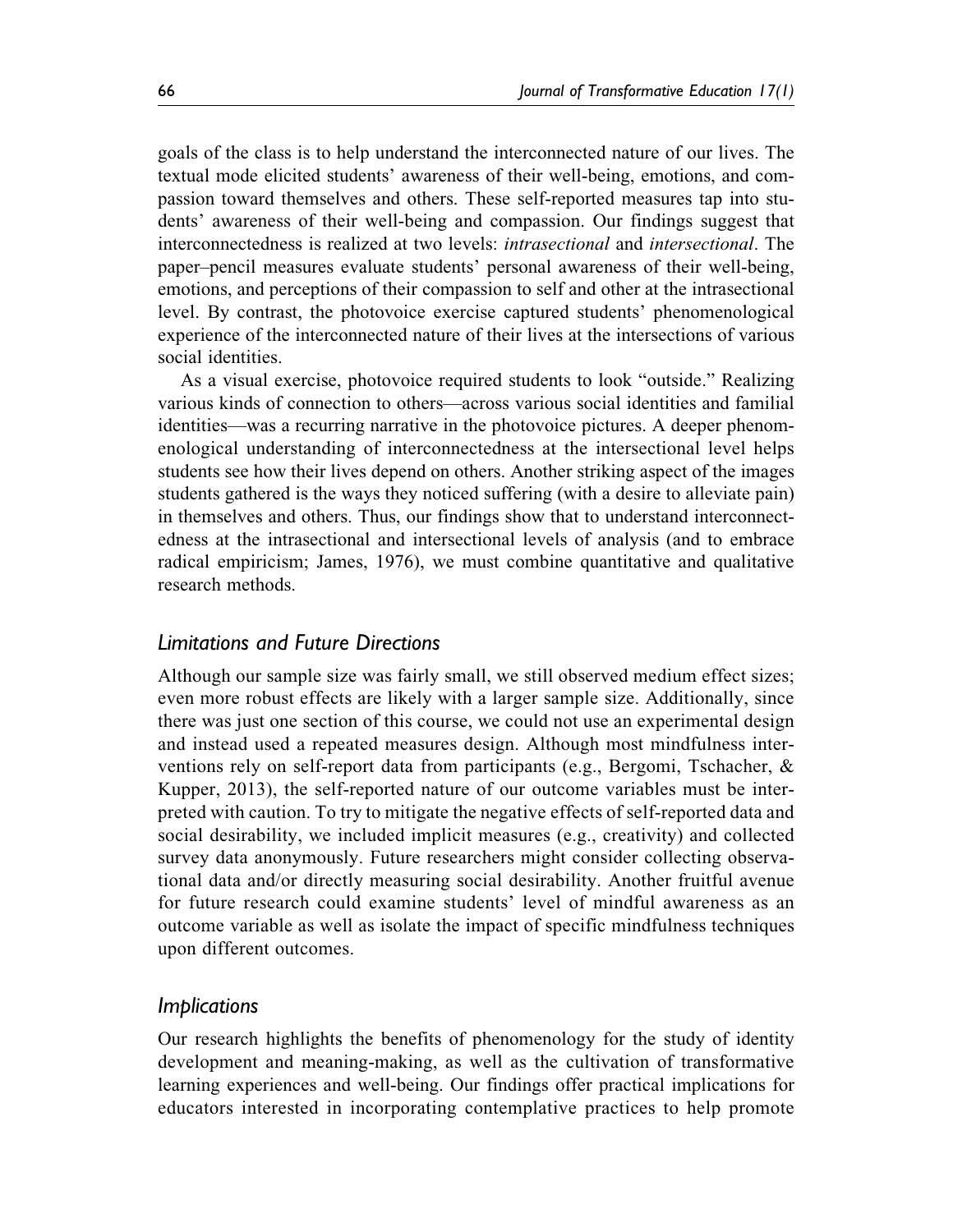goals of the class is to help understand the interconnected nature of our lives. The textual mode elicited students' awareness of their well-being, emotions, and compassion toward themselves and others. These self-reported measures tap into students' awareness of their well-being and compassion. Our findings suggest that interconnectedness is realized at two levels: *intrasectional* and *intersectional*. The paper–pencil measures evaluate students' personal awareness of their well-being, emotions, and perceptions of their compassion to self and other at the intrasectional level. By contrast, the photovoice exercise captured students' phenomenological experience of the interconnected nature of their lives at the intersections of various social identities.

As a visual exercise, photovoice required students to look "outside." Realizing various kinds of connection to others—across various social identities and familial identities—was a recurring narrative in the photovoice pictures. A deeper phenomenological understanding of interconnectedness at the intersectional level helps students see how their lives depend on others. Another striking aspect of the images students gathered is the ways they noticed suffering (with a desire to alleviate pain) in themselves and others. Thus, our findings show that to understand interconnectedness at the intrasectional and intersectional levels of analysis (and to embrace radical empiricism; James, 1976), we must combine quantitative and qualitative research methods.

## Limitations and Future Directions

Although our sample size was fairly small, we still observed medium effect sizes; even more robust effects are likely with a larger sample size. Additionally, since there was just one section of this course, we could not use an experimental design and instead used a repeated measures design. Although most mindfulness interventions rely on self-report data from participants (e.g., Bergomi, Tschacher, & Kupper, 2013), the self-reported nature of our outcome variables must be interpreted with caution. To try to mitigate the negative effects of self-reported data and social desirability, we included implicit measures (e.g., creativity) and collected survey data anonymously. Future researchers might consider collecting observational data and/or directly measuring social desirability. Another fruitful avenue for future research could examine students' level of mindful awareness as an outcome variable as well as isolate the impact of specific mindfulness techniques upon different outcomes.

## Implications

Our research highlights the benefits of phenomenology for the study of identity development and meaning-making, as well as the cultivation of transformative learning experiences and well-being. Our findings offer practical implications for educators interested in incorporating contemplative practices to help promote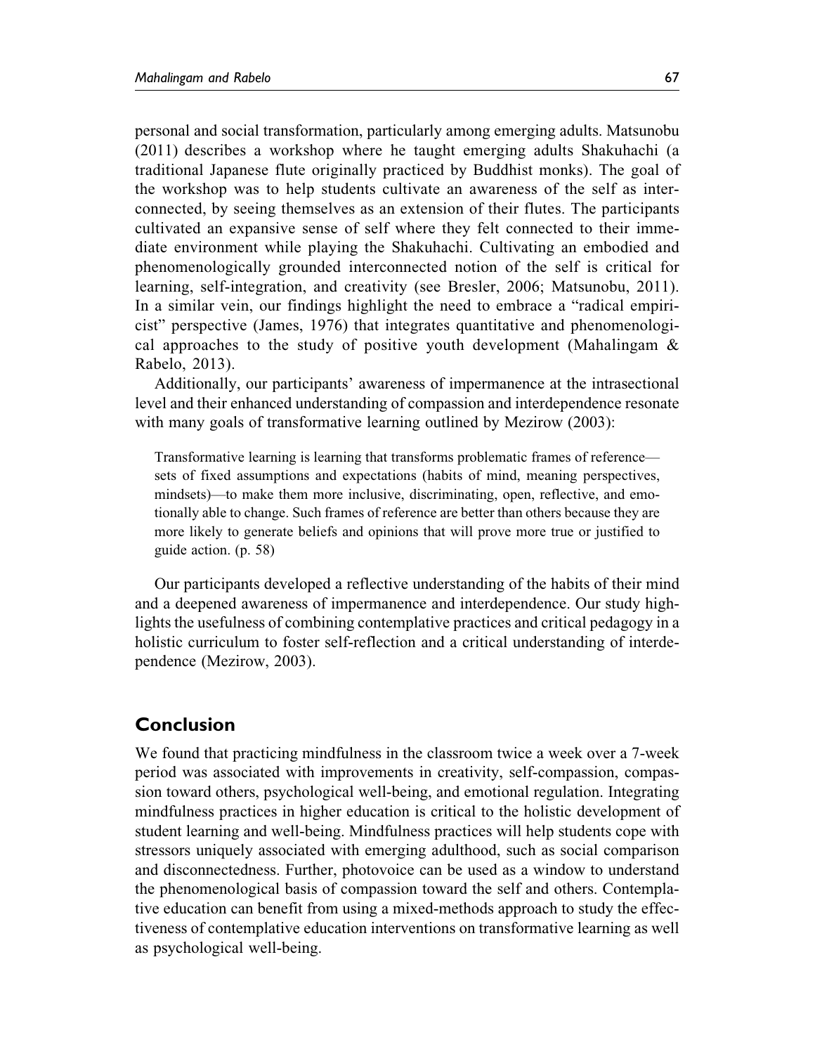personal and social transformation, particularly among emerging adults. Matsunobu (2011) describes a workshop where he taught emerging adults Shakuhachi (a traditional Japanese flute originally practiced by Buddhist monks). The goal of the workshop was to help students cultivate an awareness of the self as interconnected, by seeing themselves as an extension of their flutes. The participants cultivated an expansive sense of self where they felt connected to their immediate environment while playing the Shakuhachi. Cultivating an embodied and phenomenologically grounded interconnected notion of the self is critical for learning, self-integration, and creativity (see Bresler, 2006; Matsunobu, 2011). In a similar vein, our findings highlight the need to embrace a "radical empiricist" perspective (James, 1976) that integrates quantitative and phenomenological approaches to the study of positive youth development (Mahalingam & Rabelo, 2013).

Additionally, our participants' awareness of impermanence at the intrasectional level and their enhanced understanding of compassion and interdependence resonate with many goals of transformative learning outlined by Mezirow (2003):

> Transformative learning is learning that transforms problematic frames of reference—sets of fixed assumptions and expectations (habits of mind, meaning perspectives, mindsets)—to make them more inclusive, discriminating, open, reflective, and emotionally able to change. Such frames of reference are better than others because they are more likely to generate beliefs and opinions that will prove more true or justified to guide action. (p. 58)

Our participants developed a reflective understanding of the habits of their mind and a deepened awareness of impermanence and interdependence. Our study highlights the usefulness of combining contemplative practices and critical pedagogy in a holistic curriculum to foster self-reflection and a critical understanding of interdependence (Mezirow, 2003).

## Conclusion

We found that practicing mindfulness in the classroom twice a week over a 7-week period was associated with improvements in creativity, self-compassion, compassion toward others, psychological well-being, and emotional regulation. Integrating mindfulness practices in higher education is critical to the holistic development of student learning and well-being. Mindfulness practices will help students cope with stressors uniquely associated with emerging adulthood, such as social comparison and disconnectedness. Further, photovoice can be used as a window to understand the phenomenological basis of compassion toward the self and others. Contemplative education can benefit from using a mixed-methods approach to study the effectiveness of contemplative education interventions on transformative learning as well as psychological well-being.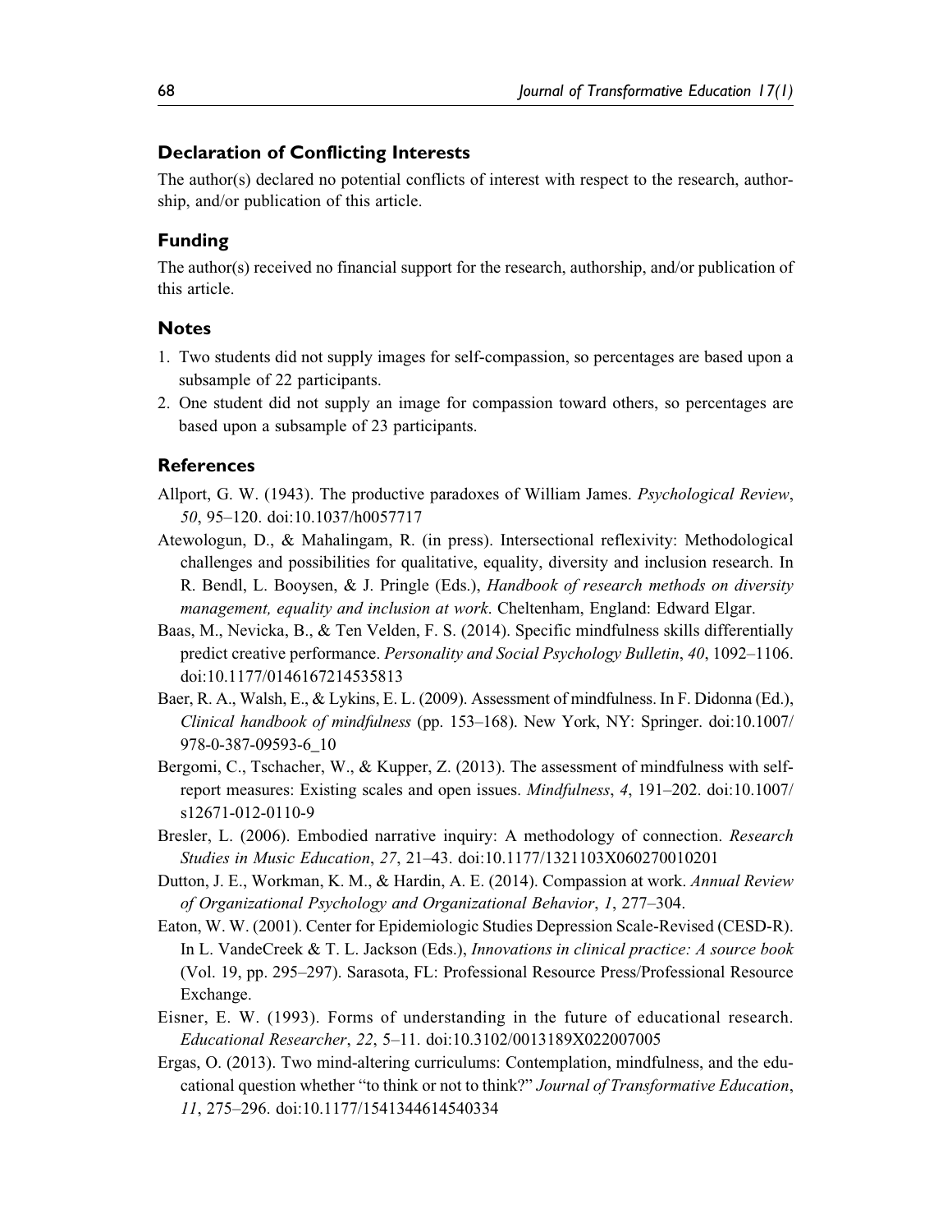## Declaration of Conflicting Interests

The author(s) declared no potential conflicts of interest with respect to the research, authorship, and/or publication of this article.

## Funding

The author(s) received no financial support for the research, authorship, and/or publication of this article.

## Notes

1. Two students did not supply images for self-compassion, so percentages are based upon a subsample of 22 participants.
2. One student did not supply an image for compassion toward others, so percentages are based upon a subsample of 23 participants.

## References

Allport, G. W. (1943). The productive paradoxes of William James. *Psychological Review*, *50*, 95–120. doi:10.1037/h0057717

Atewologun, D., & Mahalingam, R. (in press). Intersectional reflexivity: Methodological challenges and possibilities for qualitative, equality, diversity and inclusion research. In R. Bendl, L. Booysen, & J. Pringle (Eds.), *Handbook of research methods on diversity management, equality and inclusion at work*. Cheltenham, England: Edward Elgar.

Baas, M., Nevicka, B., & Ten Velden, F. S. (2014). Specific mindfulness skills differentially predict creative performance. *Personality and Social Psychology Bulletin*, *40*, 1092–1106. doi:10.1177/0146167214535813

Baer, R. A., Walsh, E., & Lykins, E. L. (2009). Assessment of mindfulness. In F. Didonna (Ed.), *Clinical handbook of mindfulness* (pp. 153–168). New York, NY: Springer. doi:10.1007/978-0-387-09593-6_10

Bergomi, C., Tschacher, W., & Kupper, Z. (2013). The assessment of mindfulness with self-report measures: Existing scales and open issues. *Mindfulness*, *4*, 191–202. doi:10.1007/s12671-012-0110-9

Bresler, L. (2006). Embodied narrative inquiry: A methodology of connection. *Research Studies in Music Education*, *27*, 21–43. doi:10.1177/1321103X060270010201

Dutton, J. E., Workman, K. M., & Hardin, A. E. (2014). Compassion at work. *Annual Review of Organizational Psychology and Organizational Behavior*, *1*, 277–304.

Eaton, W. W. (2001). Center for Epidemiologic Studies Depression Scale-Revised (CESD-R). In L. VandeCreek & T. L. Jackson (Eds.), *Innovations in clinical practice: A source book* (Vol. 19, pp. 295–297). Sarasota, FL: Professional Resource Press/Professional Resource Exchange.

Eisner, E. W. (1993). Forms of understanding in the future of educational research. *Educational Researcher*, *22*, 5–11. doi:10.3102/0013189X022007005

Ergas, O. (2013). Two mind-altering curriculums: Contemplation, mindfulness, and the educational question whether "to think or not to think?" *Journal of Transformative Education*, *11*, 275–296. doi:10.1177/1541344614540334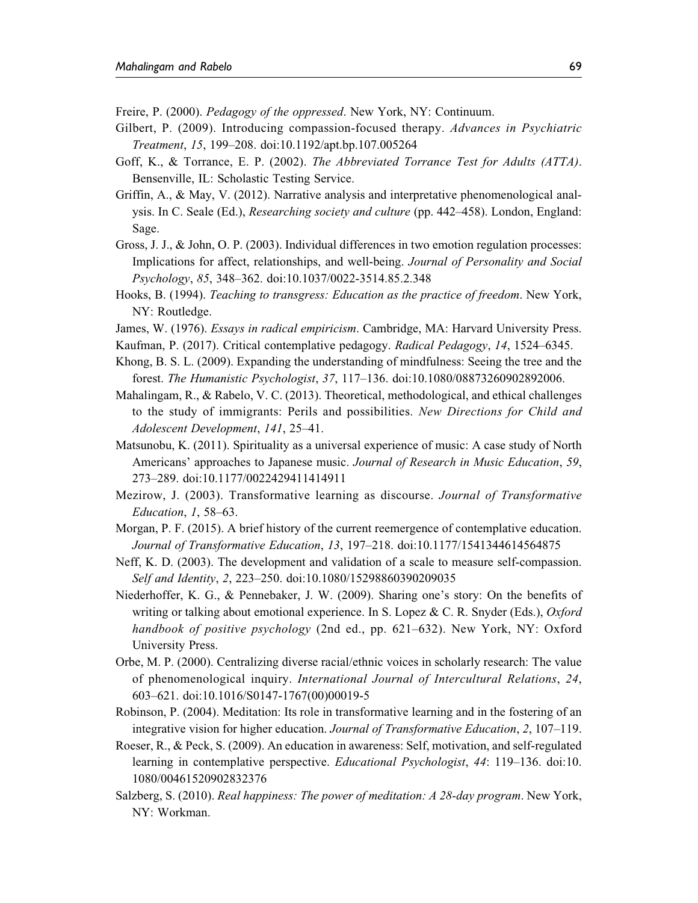Freire, P. (2000). *Pedagogy of the oppressed*. New York, NY: Continuum.

Gilbert, P. (2009). Introducing compassion-focused therapy. *Advances in Psychiatric Treatment*, *15*, 199–208. doi:10.1192/apt.bp.107.005264

Goff, K., & Torrance, E. P. (2002). *The Abbreviated Torrance Test for Adults (ATTA)*. Bensenville, IL: Scholastic Testing Service.

Griffin, A., & May, V. (2012). Narrative analysis and interpretative phenomenological analysis. In C. Seale (Ed.), *Researching society and culture* (pp. 442–458). London, England: Sage.

Gross, J. J., & John, O. P. (2003). Individual differences in two emotion regulation processes: Implications for affect, relationships, and well-being. *Journal of Personality and Social Psychology*, *85*, 348–362. doi:10.1037/0022-3514.85.2.348

Hooks, B. (1994). *Teaching to transgress: Education as the practice of freedom*. New York, NY: Routledge.

James, W. (1976). *Essays in radical empiricism*. Cambridge, MA: Harvard University Press.

Kaufman, P. (2017). Critical contemplative pedagogy. *Radical Pedagogy*, *14*, 1524–6345.

Khong, B. S. L. (2009). Expanding the understanding of mindfulness: Seeing the tree and the forest. *The Humanistic Psychologist*, *37*, 117–136. doi:10.1080/08873260902892006.

Mahalingam, R., & Rabelo, V. C. (2013). Theoretical, methodological, and ethical challenges to the study of immigrants: Perils and possibilities. *New Directions for Child and Adolescent Development*, *141*, 25–41.

Matsunobu, K. (2011). Spirituality as a universal experience of music: A case study of North Americans' approaches to Japanese music. *Journal of Research in Music Education*, *59*, 273–289. doi:10.1177/0022429411414911

Mezirow, J. (2003). Transformative learning as discourse. *Journal of Transformative Education*, *1*, 58–63.

Morgan, P. F. (2015). A brief history of the current reemergence of contemplative education. *Journal of Transformative Education*, *13*, 197–218. doi:10.1177/1541344614564875

Neff, K. D. (2003). The development and validation of a scale to measure self-compassion. *Self and Identity*, *2*, 223–250. doi:10.1080/15298860390209035

Niederhoffer, K. G., & Pennebaker, J. W. (2009). Sharing one's story: On the benefits of writing or talking about emotional experience. In S. Lopez & C. R. Snyder (Eds.), *Oxford handbook of positive psychology* (2nd ed., pp. 621–632). New York, NY: Oxford University Press.

Orbe, M. P. (2000). Centralizing diverse racial/ethnic voices in scholarly research: The value of phenomenological inquiry. *International Journal of Intercultural Relations*, *24*, 603–621. doi:10.1016/S0147-1767(00)00019-5

Robinson, P. (2004). Meditation: Its role in transformative learning and in the fostering of an integrative vision for higher education. *Journal of Transformative Education*, *2*, 107–119.

Roeser, R., & Peck, S. (2009). An education in awareness: Self, motivation, and self-regulated learning in contemplative perspective. *Educational Psychologist*, *44*: 119–136. doi:10.1080/00461520902832376

Salzberg, S. (2010). *Real happiness: The power of meditation: A 28-day program*. New York, NY: Workman.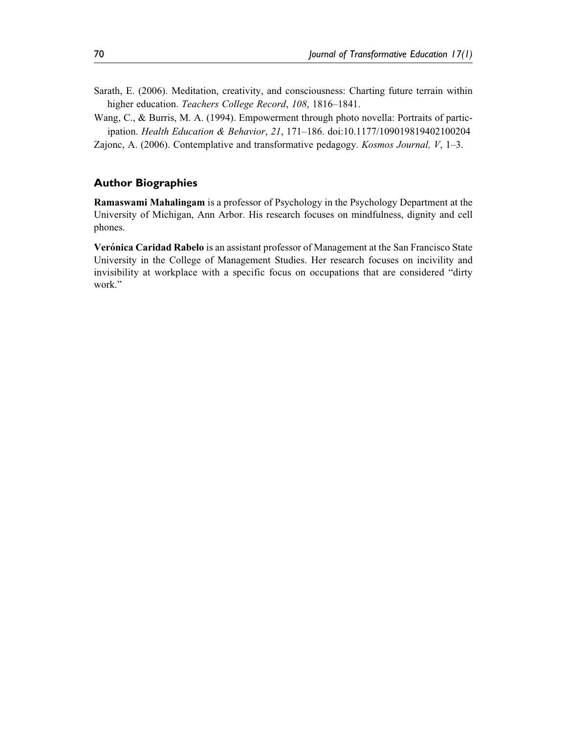Sarath, E. (2006). Meditation, creativity, and consciousness: Charting future terrain within higher education. *Teachers College Record*, *108*, 1816–1841.

Wang, C., & Burris, M. A. (1994). Empowerment through photo novella: Portraits of participation. *Health Education & Behavior*, *21*, 171–186. doi:10.1177/109019819402100204

Zajonc, A. (2006). Contemplative and transformative pedagogy. *Kosmos Journal, V*, 1–3.

## Author Biographies

**Ramaswami Mahalingam** is a professor of Psychology in the Psychology Department at the University of Michigan, Ann Arbor. His research focuses on mindfulness, dignity and cell phones.

**Verónica Caridad Rabelo** is an assistant professor of Management at the San Francisco State University in the College of Management Studies. Her research focuses on incivility and invisibility at workplace with a specific focus on occupations that are considered "dirty work."